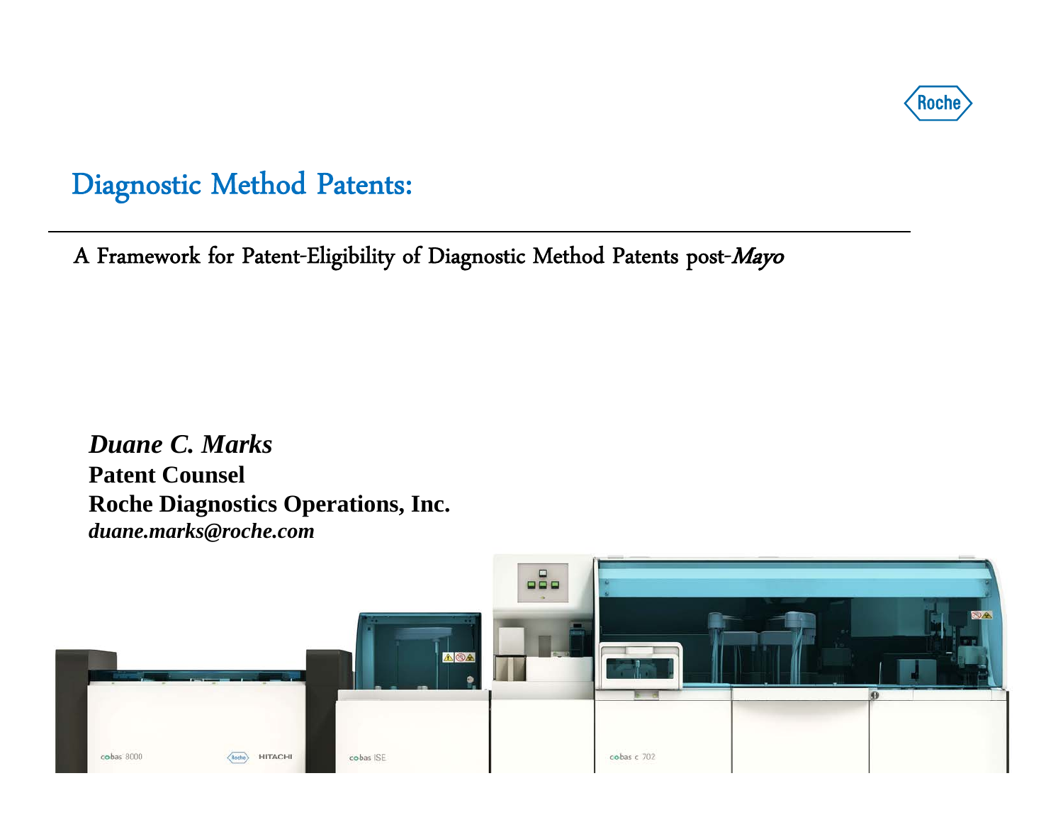# Diagnostic Method Patents:

A Framework for Patent-Eligibility of Diagnostic Method Patents post-*Mayo*

***Duane C. Marks***
**Patent Counsel**
**Roche Diagnostics Operations, Inc.**
***duane.marks@roche.com***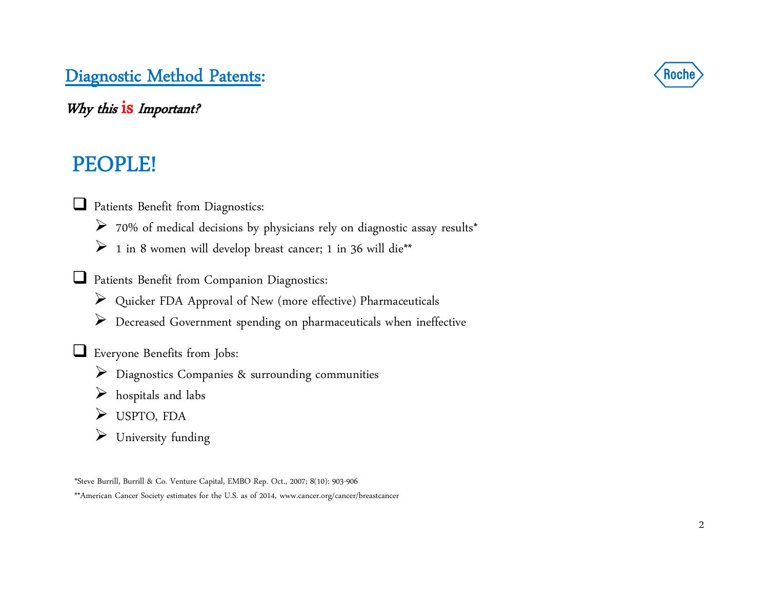# Diagnostic Method Patents:

*Why this* is *Important?*

## PEOPLE!

- Patients Benefit from Diagnostics:
  - 70% of medical decisions by physicians rely on diagnostic assay results*
  - 1 in 8 women will develop breast cancer; 1 in 36 will die**

- Patients Benefit from Companion Diagnostics:
  - Quicker FDA Approval of New (more effective) Pharmaceuticals
  - Decreased Government spending on pharmaceuticals when ineffective

- Everyone Benefits from Jobs:
  - Diagnostics Companies & surrounding communities
  - hospitals and labs
  - USPTO, FDA
  - University funding

*Steve Burrill, Burrill & Co. Venture Capital, EMBO Rep. Oct., 2007; 8(10): 903-906

**American Cancer Society estimates for the U.S. as of 2014, www.cancer.org/cancer/breastcancer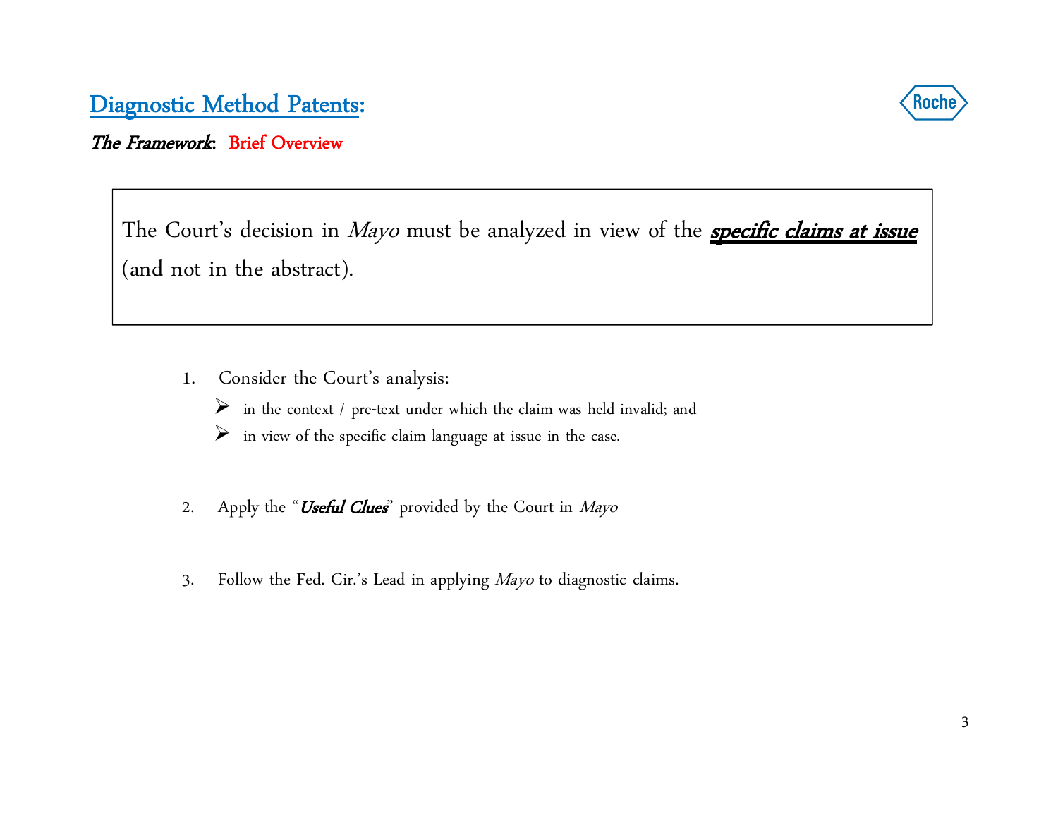## Diagnostic Method Patents:

***The Framework***: Brief Overview

The Court's decision in *Mayo* must be analyzed in view of the ***specific claims at issue*** (and not in the abstract).

1. Consider the Court's analysis:
   - in the context / pre-text under which the claim was held invalid; and
   - in view of the specific claim language at issue in the case.

2. Apply the "***Useful Clues***" provided by the Court in *Mayo*

3. Follow the Fed. Cir.'s Lead in applying *Mayo* to diagnostic claims.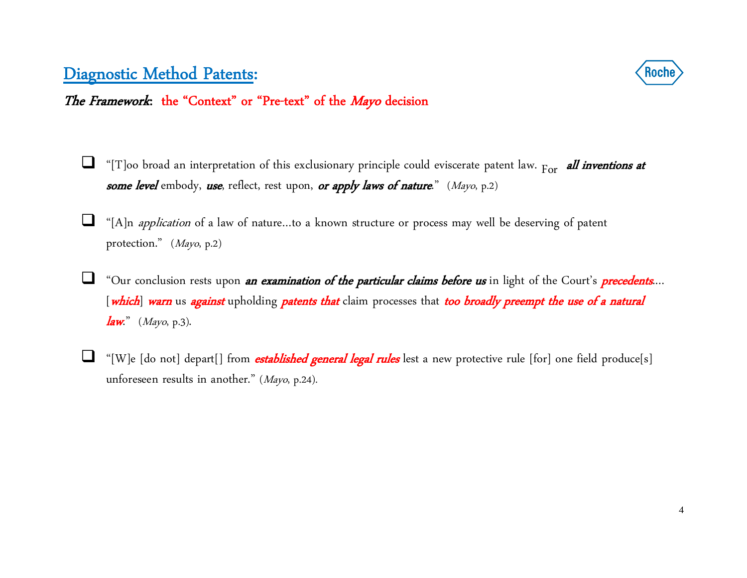## Diagnostic Method Patents:

***The Framework*: the "Context" or "Pre-text" of the *Mayo* decision**

- "[T]oo broad an interpretation of this exclusionary principle could eviscerate patent law. For ***all inventions at some level*** embody, ***use***, reflect, rest upon, ***or apply laws of nature***." (*Mayo*, p.2)

- "[A]n *application* of a law of nature…to a known structure or process may well be deserving of patent protection." (*Mayo*, p.2)

- "Our conclusion rests upon ***an examination of the particular claims before us*** in light of the Court's ***precedents***…. [***which***] ***warn*** us ***against*** upholding ***patents that*** claim processes that ***too broadly preempt the use of a natural law***." (*Mayo*, p.3).

- "[W]e [do not] depart[] from ***established general legal rules*** lest a new protective rule [for] one field produce[s] unforeseen results in another." (*Mayo*, p.24).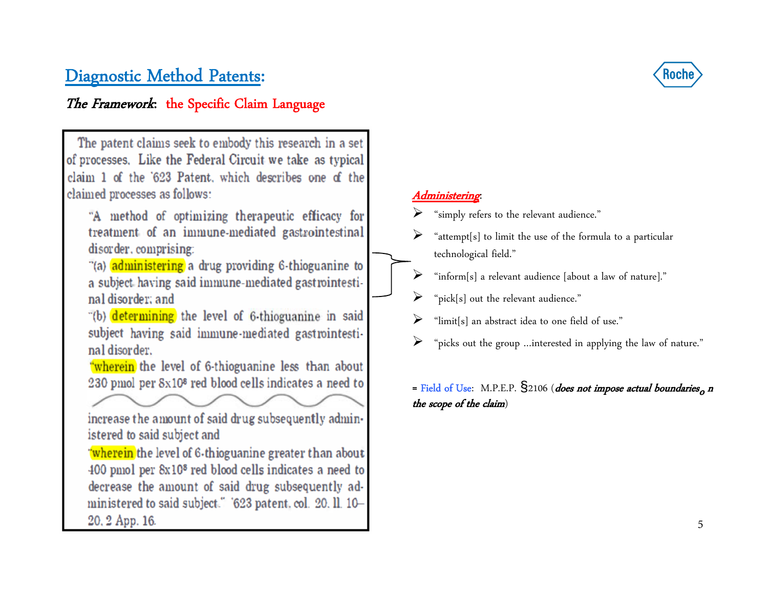# Diagnostic Method Patents:

*The Framework*: the Specific Claim Language

> The patent claims seek to embody this research in a set of processes. Like the Federal Circuit we take as typical claim 1 of the '623 Patent, which describes one of the claimed processes as follows:
>
> "A method of optimizing therapeutic efficacy for treatment of an immune-mediated gastrointestinal disorder, comprising:
>
> "(a) **administering** a drug providing 6-thioguanine to a subject having said immune-mediated gastrointestinal disorder; and
>
> "(b) **determining** the level of 6-thioguanine in said subject having said immune-mediated gastrointestinal disorder,
>
> "**wherein** the level of 6-thioguanine less than about 230 pmol per $8x10^8$ red blood cells indicates a need to
>
> increase the amount of said drug subsequently administered to said subject and
>
> "**wherein** the level of 6-thioguanine greater than about 400 pmol per $8x10^8$ red blood cells indicates a need to decrease the amount of said drug subsequently administered to said subject." '623 patent, col. 20, ll. 10–20, 2 App. 16.

***Administering***:

- "simply refers to the relevant audience."
- "attempt[s] to limit the use of the formula to a particular technological field."
- "inform[s] a relevant audience [about a law of nature]."
- "pick[s] out the relevant audience."
- "limit[s] an abstract idea to one field of use."
- "picks out the group …interested in applying the law of nature."

= Field of Use: M.P.E.P. §2106 (***does not impose actual boundaries on the scope of the claim***)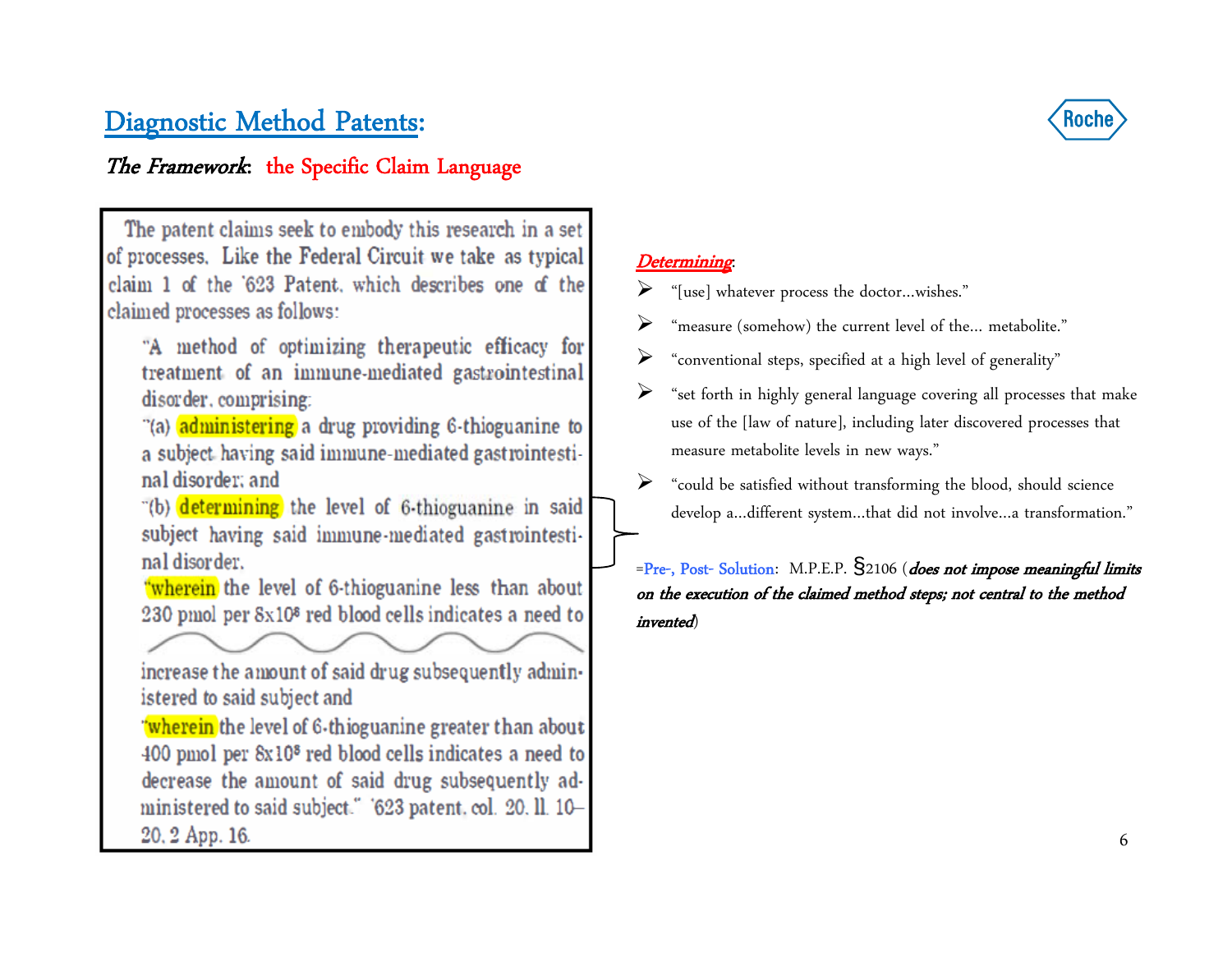## Diagnostic Method Patents:

***The Framework*: the Specific Claim Language**

> The patent claims seek to embody this research in a set of processes. Like the Federal Circuit we take as typical claim 1 of the '623 Patent, which describes one of the claimed processes as follows:
>
> "A method of optimizing therapeutic efficacy for treatment of an immune-mediated gastrointestinal disorder, comprising:
>
> "(a) **administering** a drug providing 6-thioguanine to a subject having said immune-mediated gastrointestinal disorder; and
>
> "(b) **determining** the level of 6-thioguanine in said subject having said immune-mediated gastrointestinal disorder,
>
> "**wherein** the level of 6-thioguanine less than about 230 pmol per 8x10⁸ red blood cells indicates a need to
>
> increase the amount of said drug subsequently administered to said subject and
>
> "**wherein** the level of 6-thioguanine greater than about 400 pmol per 8x10⁸ red blood cells indicates a need to decrease the amount of said drug subsequently administered to said subject." '623 patent, col. 20, ll. 10–20, 2 App. 16.

***Determining*:**

- "[use] whatever process the doctor…wishes."
- "measure (somehow) the current level of the… metabolite."
- "conventional steps, specified at a high level of generality"
- "set forth in highly general language covering all processes that make use of the [law of nature], including later discovered processes that measure metabolite levels in new ways."
- "could be satisfied without transforming the blood, should science develop a…different system…that did not involve…a transformation."

=Pre-, Post- Solution: M.P.E.P. §2106 (*does not impose meaningful limits on the execution of the claimed method steps; not central to the method invented*)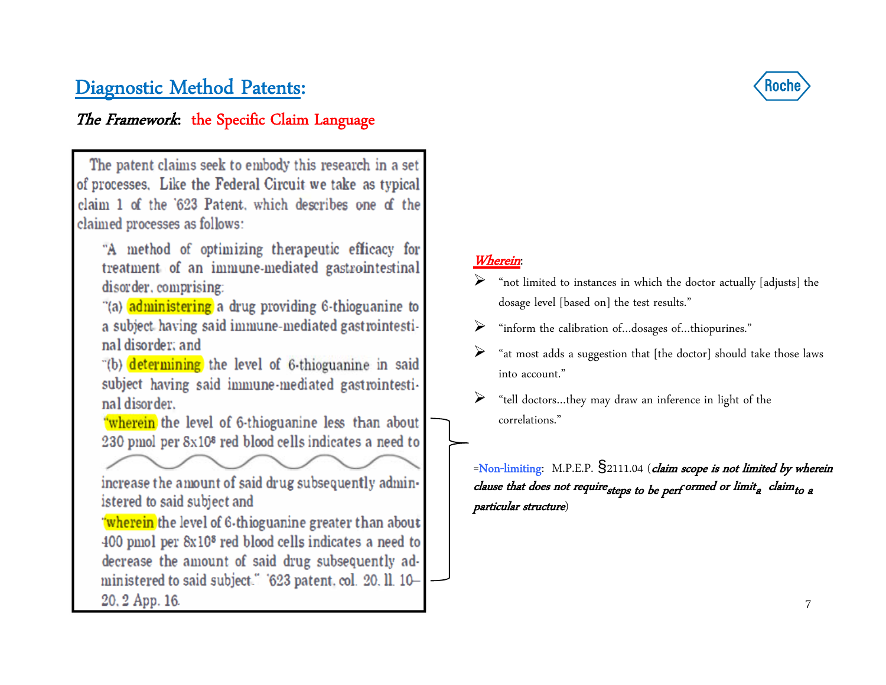# Diagnostic Method Patents:

***The Framework*: the Specific Claim Language**

> The patent claims seek to embody this research in a set of processes. Like the Federal Circuit we take as typical claim 1 of the '623 Patent, which describes one of the claimed processes as follows:
>
> "A method of optimizing therapeutic efficacy for treatment of an immune-mediated gastrointestinal disorder, comprising:
>
> "(a) **administering** a drug providing 6-thioguanine to a subject having said immune-mediated gastrointestinal disorder; and
>
> "(b) **determining** the level of 6-thioguanine in said subject having said immune-mediated gastrointestinal disorder,
>
> "**wherein** the level of 6-thioguanine less than about 230 pmol per $8 \times 10^8$ red blood cells indicates a need to increase the amount of said drug subsequently administered to said subject and
>
> "**wherein** the level of 6-thioguanine greater than about 400 pmol per $8 \times 10^8$ red blood cells indicates a need to decrease the amount of said drug subsequently administered to said subject." '623 patent, col. 20, ll. 10–20, 2 App. 16.

***Wherein*:**

- "not limited to instances in which the doctor actually [adjusts] the dosage level [based on] the test results."
- "inform the calibration of…dosages of…thiopurines."
- "at most adds a suggestion that [the doctor] should take those laws into account."
- "tell doctors…they may draw an inference in light of the correlations."

=Non-limiting: M.P.E.P. §2111.04 (*claim scope is not limited by wherein clause that does not require steps to be performed or limit a claim to a particular structure*)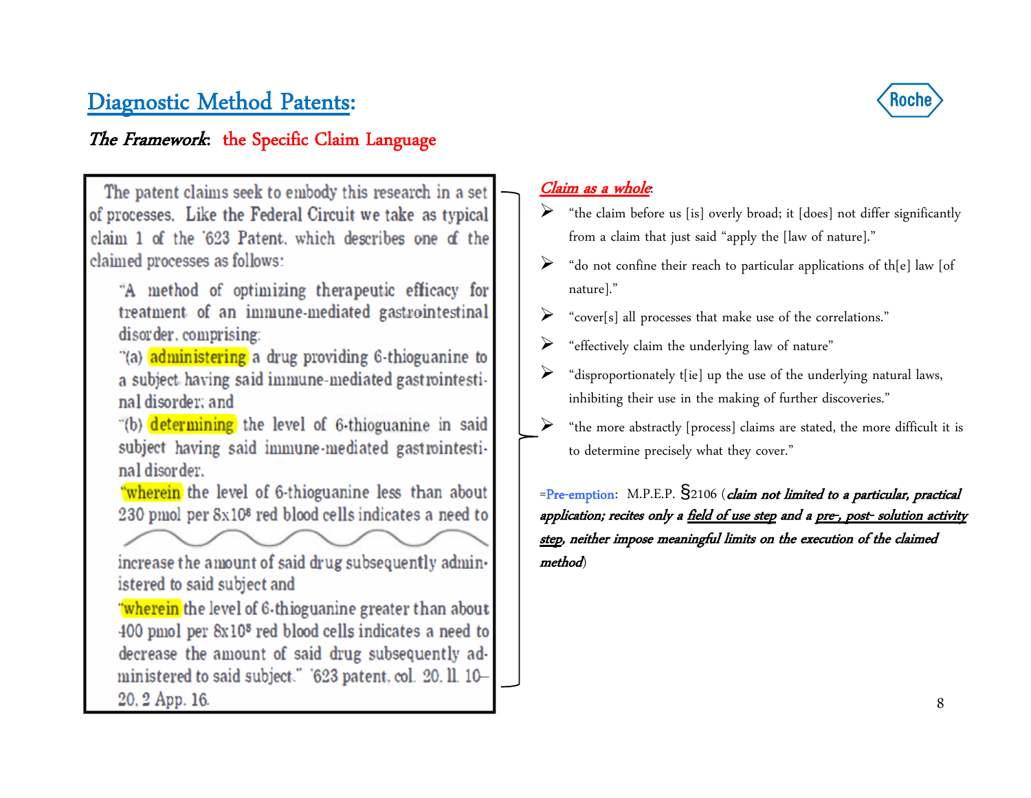# Diagnostic Method Patents:

***The Framework*: the Specific Claim Language**

The patent claims seek to embody this research in a set of processes. Like the Federal Circuit we take as typical claim 1 of the '623 Patent, which describes one of the claimed processes as follows:

> "A method of optimizing therapeutic efficacy for treatment of an immune-mediated gastrointestinal disorder, comprising:
>
> "(a) **administering** a drug providing 6-thioguanine to a subject having said immune-mediated gastrointestinal disorder; and
>
> "(b) **determining** the level of 6-thioguanine in said subject having said immune-mediated gastrointestinal disorder,
>
> "**wherein** the level of 6-thioguanine less than about 230 pmol per $8 \times 10^8$ red blood cells indicates a need to increase the amount of said drug subsequently administered to said subject and
>
> "**wherein** the level of 6-thioguanine greater than about 400 pmol per $8 \times 10^8$ red blood cells indicates a need to decrease the amount of said drug subsequently administered to said subject." '623 patent, col. 20, ll. 10–20, 2 App. 16.

***Claim as a whole*:**

- "the claim before us [is] overly broad; it [does] not differ significantly from a claim that just said "apply the [law of nature]."
- "do not confine their reach to particular applications of th[e] law [of nature]."
- "cover[s] all processes that make use of the correlations."
- "effectively claim the underlying law of nature"
- "disproportionately t[ie] up the use of the underlying natural laws, inhibiting their use in the making of further discoveries."
- "the more abstractly [process] claims are stated, the more difficult it is to determine precisely what they cover."

=Pre-emption: M.P.E.P. §2106 (*claim not limited to a particular, practical application; recites only a field of use step and a pre-, post- solution activity step, neither impose meaningful limits on the execution of the claimed method*)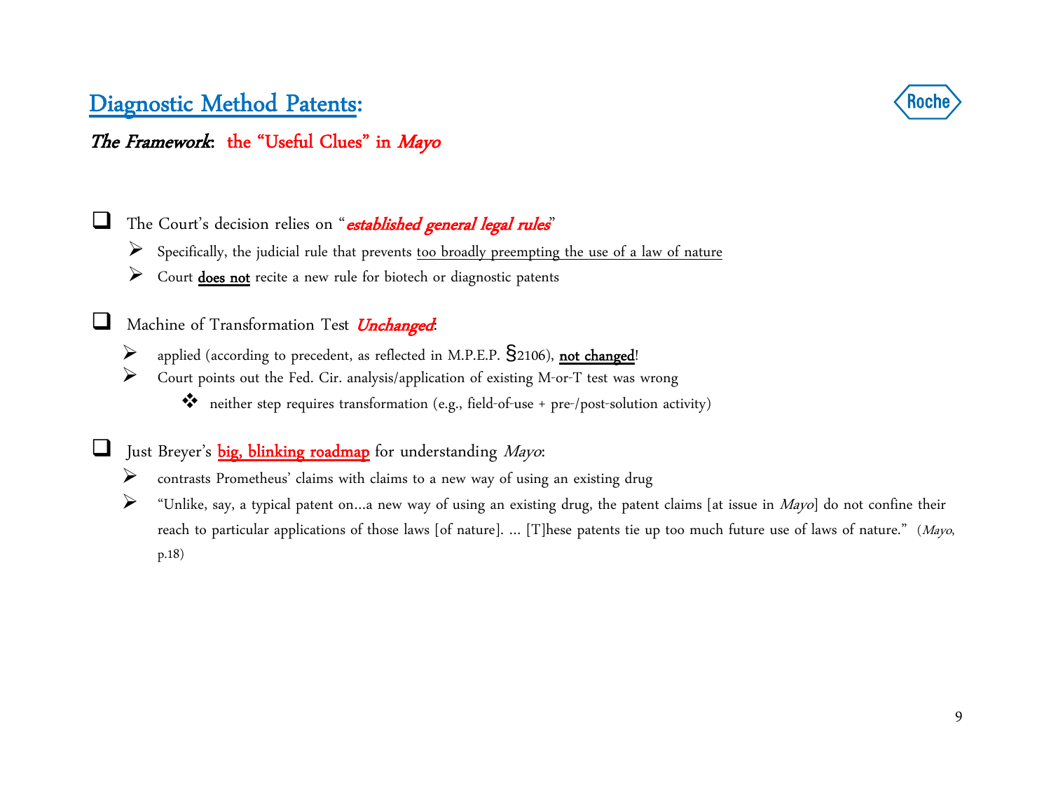# Diagnostic Method Patents:

## *The Framework*: the "Useful Clues" in *Mayo*

- The Court's decision relies on "***established general legal rules***"
  - Specifically, the judicial rule that prevents too broadly preempting the use of a law of nature
  - Court **does not** recite a new rule for biotech or diagnostic patents

- Machine of Transformation Test ***Unchanged***:
  - applied (according to precedent, as reflected in M.P.E.P. §2106), **not changed**!
  - Court points out the Fed. Cir. analysis/application of existing M-or-T test was wrong
    - neither step requires transformation (e.g., field-of-use + pre-/post-solution activity)

- Just Breyer's big, blinking roadmap for understanding *Mayo*:
  - contrasts Prometheus' claims with claims to a new way of using an existing drug
  - "Unlike, say, a typical patent on…a new way of using an existing drug, the patent claims [at issue in *Mayo*] do not confine their reach to particular applications of those laws [of nature]. … [T]hese patents tie up too much future use of laws of nature." (*Mayo*, p.18)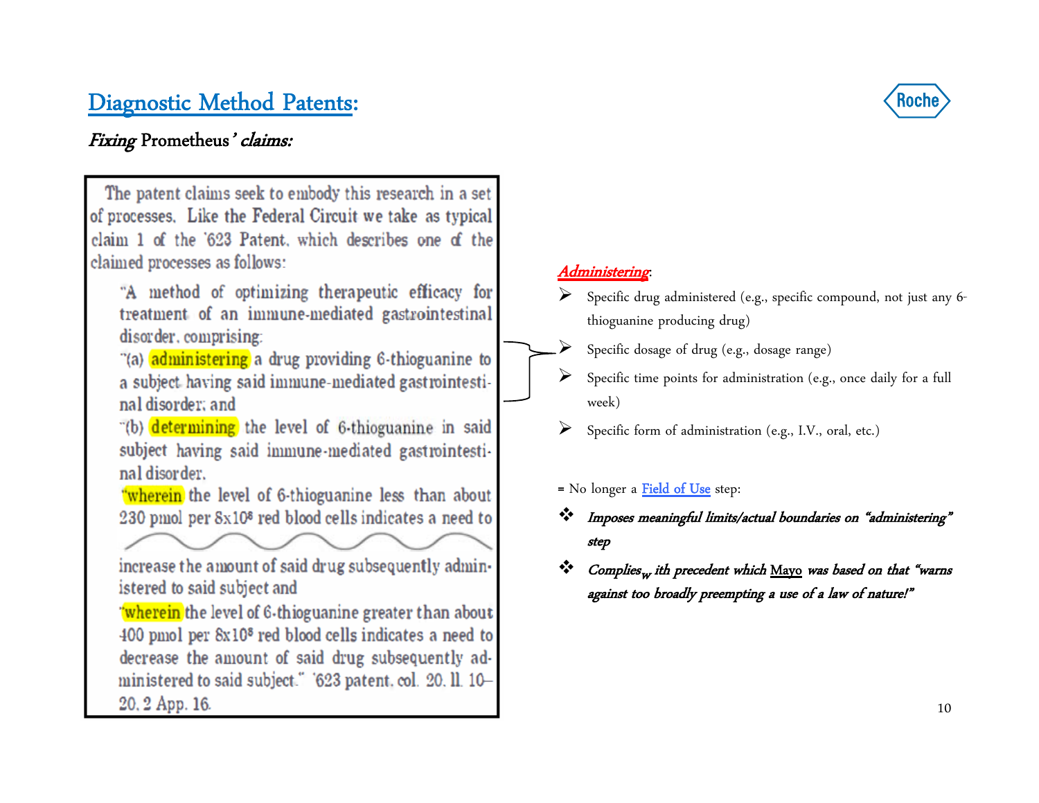# Diagnostic Method Patents:

*Fixing* Prometheus*' claims:*

> The patent claims seek to embody this research in a set of processes. Like the Federal Circuit we take as typical claim 1 of the '623 Patent, which describes one of the claimed processes as follows:
>
> "A method of optimizing therapeutic efficacy for treatment of an immune-mediated gastrointestinal disorder, comprising:
>
> "(a) **administering** a drug providing 6-thioguanine to a subject having said immune-mediated gastrointestinal disorder; and
>
> "(b) **determining** the level of 6-thioguanine in said subject having said immune-mediated gastrointestinal disorder,
>
> "**wherein** the level of 6-thioguanine less than about 230 pmol per 8x10[8] red blood cells indicates a need to
>
> increase the amount of said drug subsequently administered to said subject and
>
> "**wherein** the level of 6-thioguanine greater than about 400 pmol per 8x10[8] red blood cells indicates a need to decrease the amount of said drug subsequently administered to said subject." '623 patent, col. 20, ll. 10–20, 2 App. 16.

***Administering***:

- Specific drug administered (e.g., specific compound, not just any 6-thioguanine producing drug)
- Specific dosage of drug (e.g., dosage range)
- Specific time points for administration (e.g., once daily for a full week)
- Specific form of administration (e.g., I.V., oral, etc.)

= No longer a Field of Use step:

- *Imposes meaningful limits/actual boundaries on "administering" step*
- *Complies with precedent which* Mayo *was based on that "warns against too broadly preempting a use of a law of nature!"*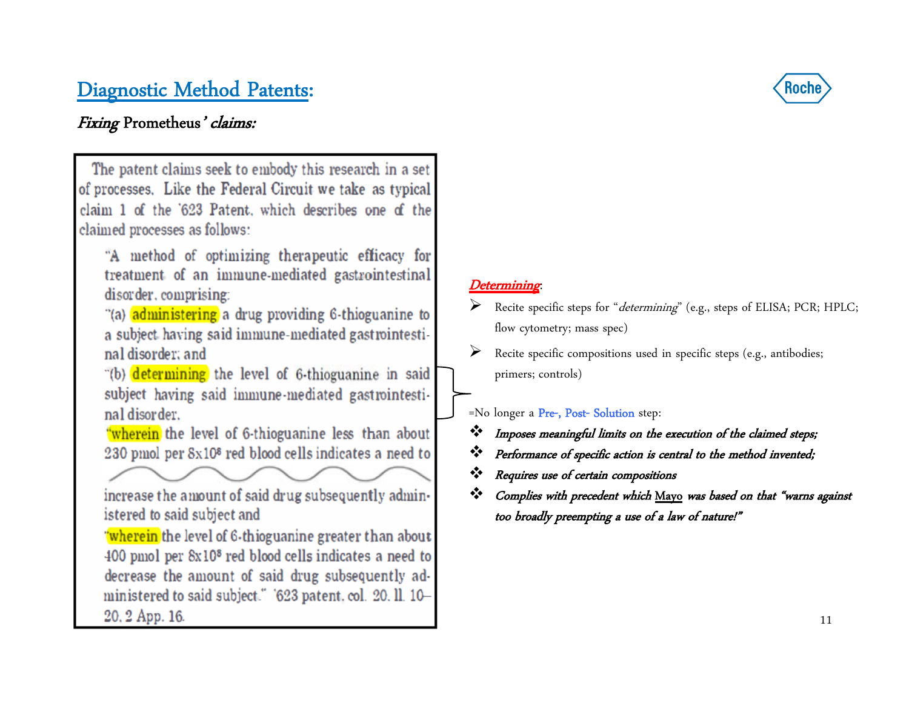# Diagnostic Method Patents:

*Fixing* Prometheus*' claims:*

> The patent claims seek to embody this research in a set of processes. Like the Federal Circuit we take as typical claim 1 of the '623 Patent, which describes one of the claimed processes as follows:
>
> "A method of optimizing therapeutic efficacy for treatment of an immune-mediated gastrointestinal disorder, comprising:
>
> "(a) **administering** a drug providing 6-thioguanine to a subject having said immune-mediated gastrointestinal disorder; and
>
> "(b) **determining** the level of 6-thioguanine in said subject having said immune-mediated gastrointestinal disorder,
>
> "**wherein** the level of 6-thioguanine less than about 230 pmol per $8 \times 10^8$ red blood cells indicates a need to increase the amount of said drug subsequently administered to said subject and
>
> "**wherein** the level of 6-thioguanine greater than about 400 pmol per $8 \times 10^8$ red blood cells indicates a need to decrease the amount of said drug subsequently administered to said subject." '623 patent, col. 20, ll. 10–20, 2 App. 16.

***Determining*:**

- Recite specific steps for "*determining*" (e.g., steps of ELISA; PCR; HPLC; flow cytometry; mass spec)
- Recite specific compositions used in specific steps (e.g., antibodies; primers; controls)

=No longer a Pre-, Post- Solution step:

- *Imposes meaningful limits on the execution of the claimed steps;*
- *Performance of specific action is central to the method invented;*
- *Requires use of certain compositions*
- *Complies with precedent which* Mayo *was based on that "warns against too broadly preempting a use of a law of nature!"*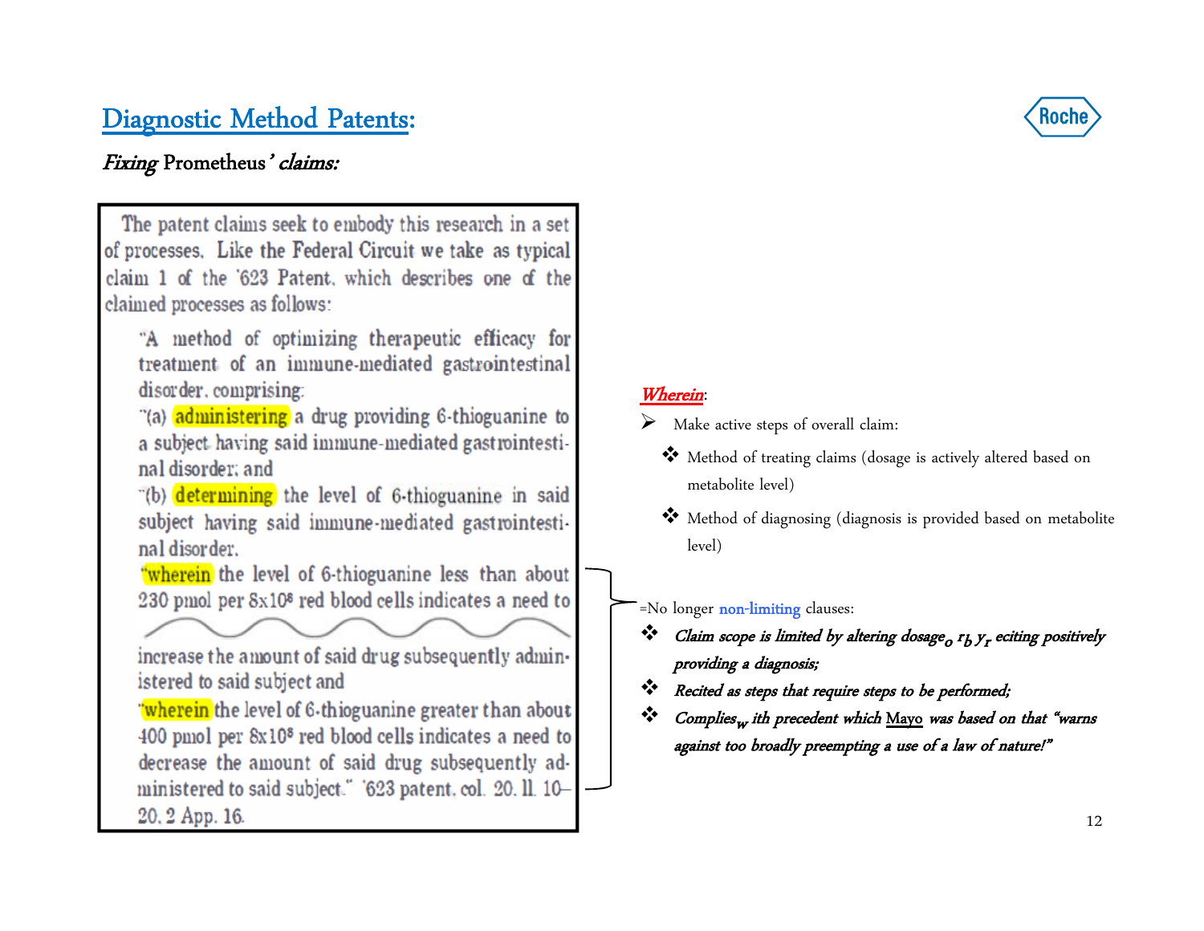## Diagnostic Method Patents:

*Fixing* Prometheus*' claims:*

> The patent claims seek to embody this research in a set of processes. Like the Federal Circuit we take as typical claim 1 of the '623 Patent, which describes one of the claimed processes as follows:
>
> "A method of optimizing therapeutic efficacy for treatment of an immune-mediated gastrointestinal disorder, comprising:
>
> "(a) **administering** a drug providing 6-thioguanine to a subject having said immune-mediated gastrointestinal disorder; and
>
> "(b) **determining** the level of 6-thioguanine in said subject having said immune-mediated gastrointestinal disorder,
>
> "**wherein** the level of 6-thioguanine less than about 230 pmol per $8x10^8$ red blood cells indicates a need to increase the amount of said drug subsequently administered to said subject and
>
> "**wherein** the level of 6-thioguanine greater than about 400 pmol per $8x10^8$ red blood cells indicates a need to decrease the amount of said drug subsequently administered to said subject." '623 patent, col. 20, ll. 10–20, 2 App. 16.

***Wherein*:**

- Make active steps of overall claim:
  - Method of treating claims (dosage is actively altered based on metabolite level)
  - Method of diagnosing (diagnosis is provided based on metabolite level)

=No longer non-limiting clauses:

- *Claim scope is limited by altering dosage or by reciting positively providing a diagnosis;*
- *Recited as steps that require steps to be performed;*
- *Complies with precedent which Mayo was based on that "warns against too broadly preempting a use of a law of nature!"*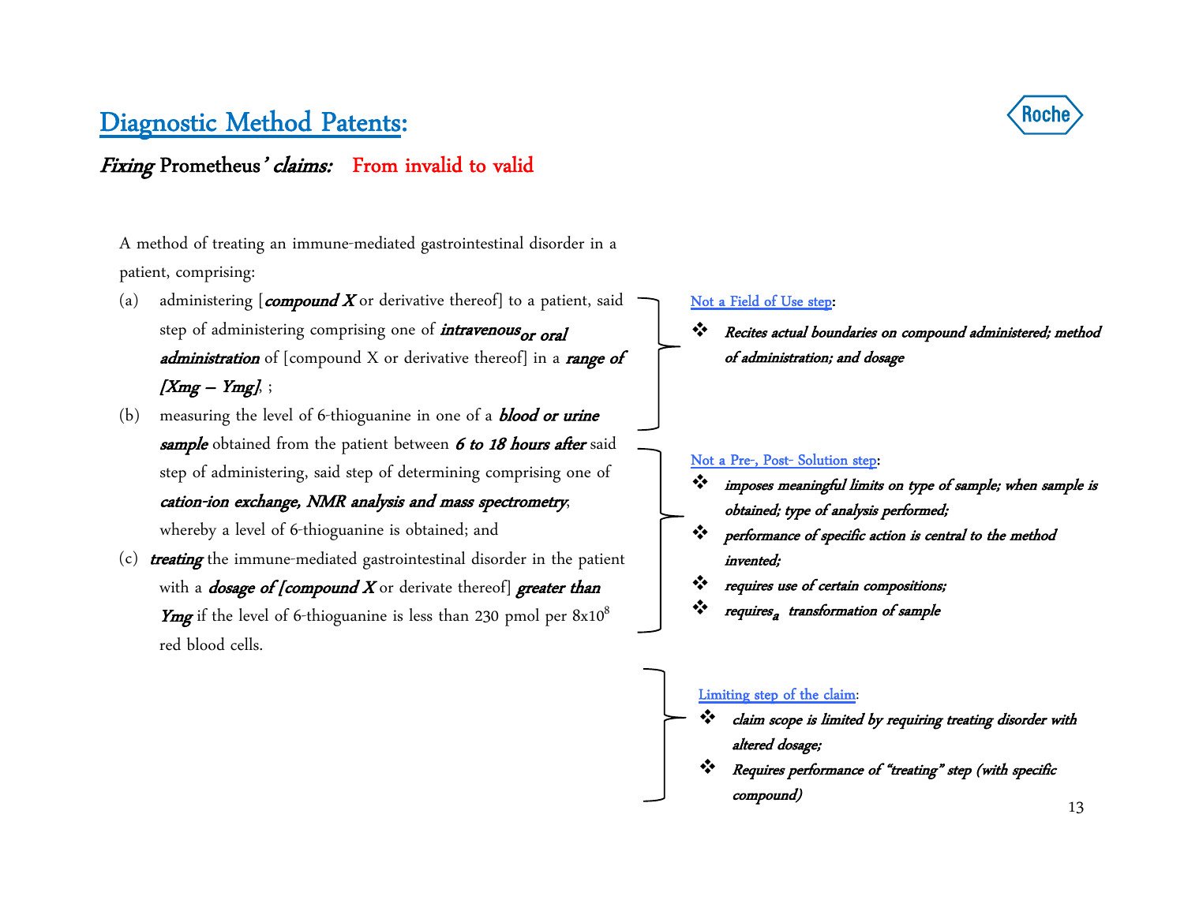# Diagnostic Method Patents:

## *Fixing* Prometheus' *claims:* From invalid to valid

A method of treating an immune-mediated gastrointestinal disorder in a patient, comprising:

(a) administering [***compound X*** or derivative thereof] to a patient, said step of administering comprising one of ***intravenous or oral administration*** of [compound X or derivative thereof] in a ***range of [Xmg – Ymg]***, ;

(b) measuring the level of 6-thioguanine in one of a ***blood or urine sample*** obtained from the patient between ***6 to 18 hours after*** said step of administering, said step of determining comprising one of ***cation-ion exchange, NMR analysis and mass spectrometry***, whereby a level of 6-thioguanine is obtained; and

(c) ***treating*** the immune-mediated gastrointestinal disorder in the patient with a ***dosage of [compound X*** or derivate thereof] ***greater than Ymg*** if the level of 6-thioguanine is less than 230 pmol per $8 \times 10^8$ red blood cells.

Not a Field of Use step:

- ***Recites actual boundaries on compound administered; method of administration; and dosage***

Not a Pre-, Post- Solution step:

- ***imposes meaningful limits on type of sample; when sample is obtained; type of analysis performed;***
- ***performance of specific action is central to the method invented;***
- ***requires use of certain compositions;***
- ***requires a transformation of sample***

Limiting step of the claim:

- ***claim scope is limited by requiring treating disorder with altered dosage;***
- ***Requires performance of "treating" step (with specific compound)***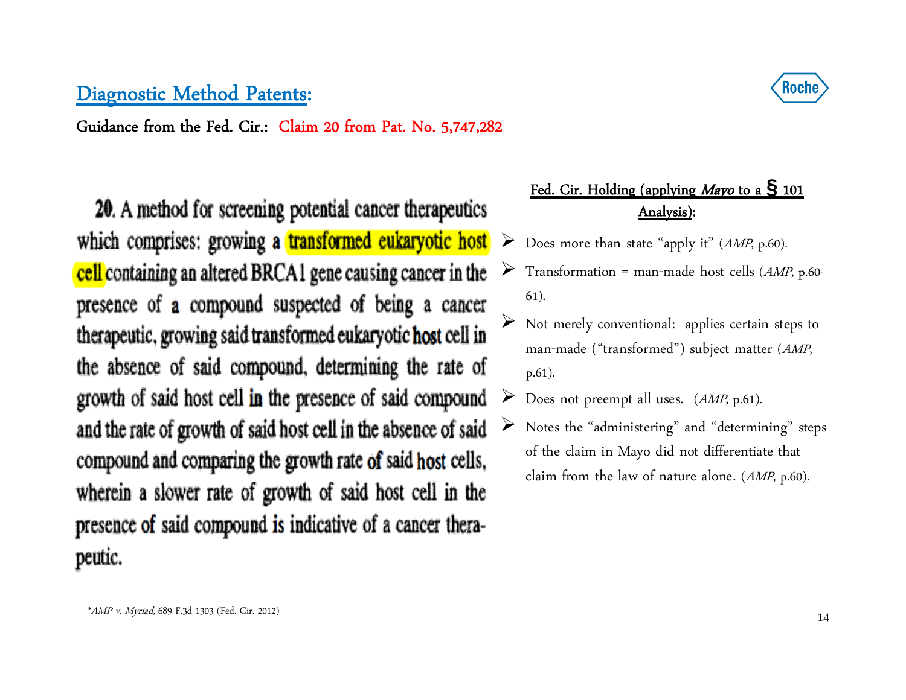## Diagnostic Method Patents:

**Guidance from the Fed. Cir.: Claim 20 from Pat. No. 5,747,282**

20. A method for screening potential cancer therapeutics which comprises: growing a transformed eukaryotic host cell containing an altered BRCA1 gene causing cancer in the presence of a compound suspected of being a cancer therapeutic, growing said transformed eukaryotic host cell in the absence of said compound, determining the rate of growth of said host cell in the presence of said compound and the rate of growth of said host cell in the absence of said compound and comparing the growth rate of said host cells, wherein a slower rate of growth of said host cell in the presence of said compound is indicative of a cancer therapeutic.

**Fed. Cir. Holding (applying *Mayo* to a § 101 Analysis):**

- Does more than state "apply it" (*AMP*, p.60).
- Transformation = man-made host cells (*AMP*, p.60-61).
- Not merely conventional: applies certain steps to man-made ("transformed") subject matter (*AMP*, p.61).
- Does not preempt all uses. (*AMP*, p.61).
- Notes the "administering" and "determining" steps of the claim in Mayo did not differentiate that claim from the law of nature alone. (*AMP*, p.60).

*\*AMP v. Myriad*, 689 F.3d 1303 (Fed. Cir. 2012)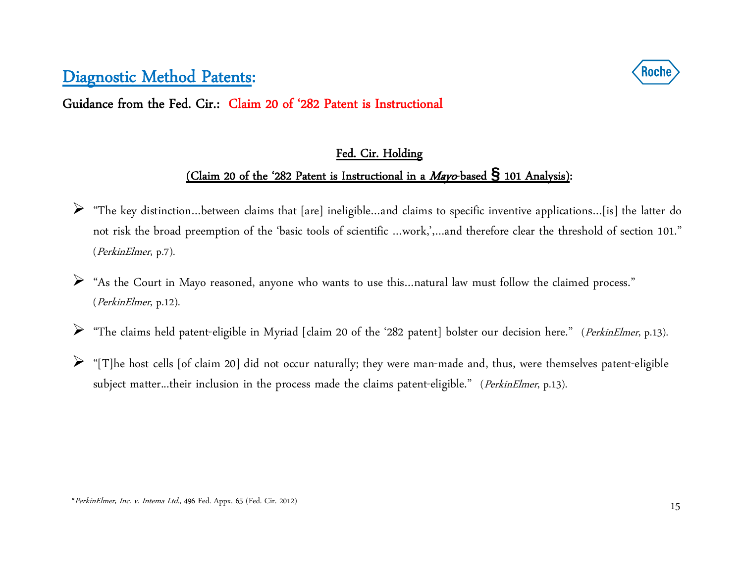# Diagnostic Method Patents:

**Guidance from the Fed. Cir.: Claim 20 of '282 Patent is Instructional**

**Fed. Cir. Holding**

**(Claim 20 of the '282 Patent is Instructional in a *Mayo*-based § 101 Analysis):**

- "The key distinction…between claims that [are] ineligible…and claims to specific inventive applications…[is] the latter do not risk the broad preemption of the 'basic tools of scientific …work,',…and therefore clear the threshold of section 101." (*PerkinElmer*, p.7).
- "As the Court in Mayo reasoned, anyone who wants to use this…natural law must follow the claimed process." (*PerkinElmer*, p.12).
- "The claims held patent-eligible in Myriad [claim 20 of the '282 patent] bolster our decision here." (*PerkinElmer*, p.13).
- "[T]he host cells [of claim 20] did not occur naturally; they were man-made and, thus, were themselves patent-eligible subject matter…their inclusion in the process made the claims patent-eligible." (*PerkinElmer*, p.13).

\**PerkinElmer, Inc. v. Intema Ltd.*, 496 Fed. Appx. 65 (Fed. Cir. 2012)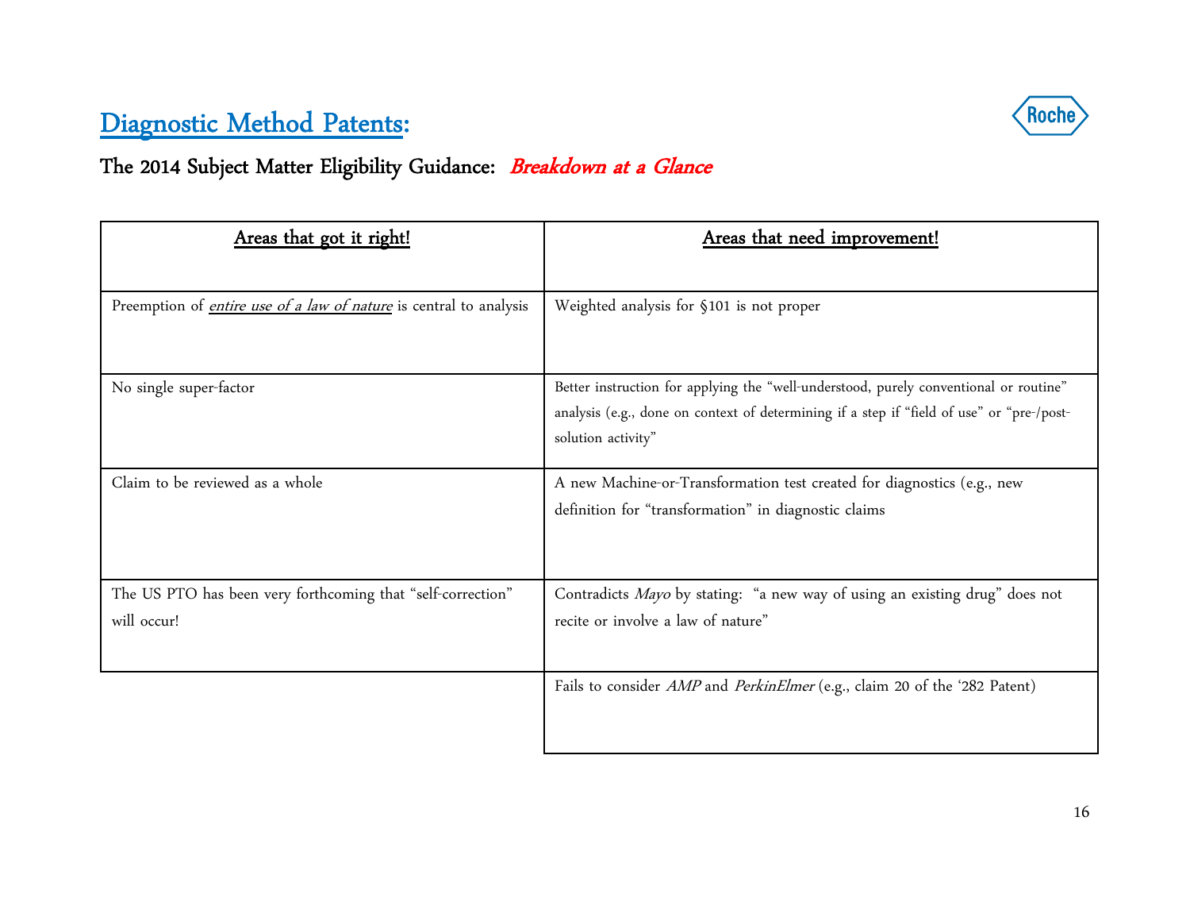# Diagnostic Method Patents:

## The 2014 Subject Matter Eligibility Guidance: *Breakdown at a Glance*

| Areas that got it right! | Areas that need improvement! |
|---|---|
| Preemption of *entire use of a law of nature* is central to analysis | Weighted analysis for §101 is not proper |
| No single super-factor | Better instruction for applying the "well-understood, purely conventional or routine" analysis (e.g., done on context of determining if a step if "field of use" or "pre-/post-solution activity" |
| Claim to be reviewed as a whole | A new Machine-or-Transformation test created for diagnostics (e.g., new definition for "transformation" in diagnostic claims |
| The US PTO has been very forthcoming that "self-correction" will occur! | Contradicts *Mayo* by stating: "a new way of using an existing drug" does not recite or involve a law of nature" |
| | Fails to consider *AMP* and *PerkinElmer* (e.g., claim 20 of the '282 Patent) |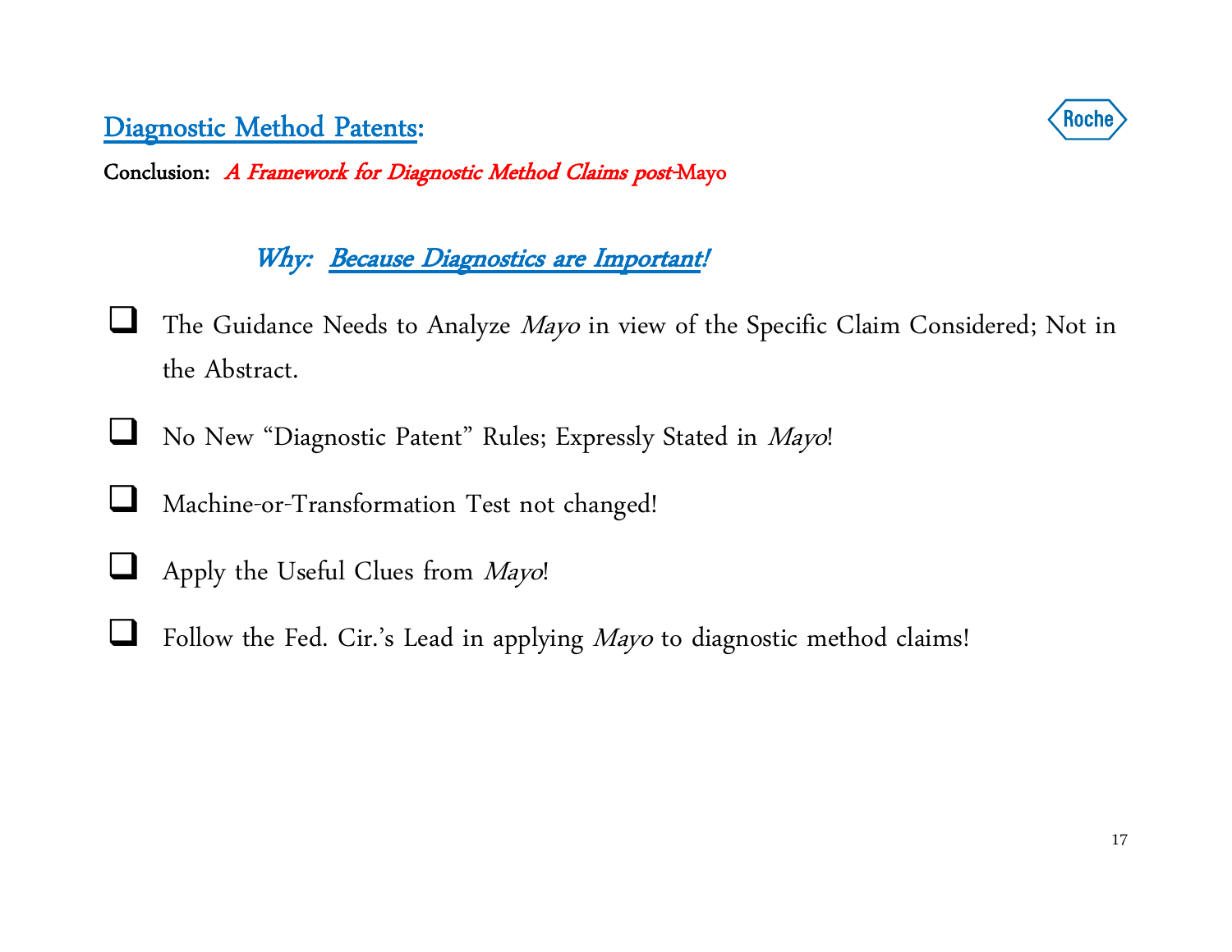## Diagnostic Method Patents:

**Conclusion:** *A Framework for Diagnostic Method Claims post-*Mayo

### *Why: Because Diagnostics are Important!*

- The Guidance Needs to Analyze *Mayo* in view of the Specific Claim Considered; Not in the Abstract.
- No New "Diagnostic Patent" Rules; Expressly Stated in *Mayo*!
- Machine-or-Transformation Test not changed!
- Apply the Useful Clues from *Mayo*!
- Follow the Fed. Cir.'s Lead in applying *Mayo* to diagnostic method claims!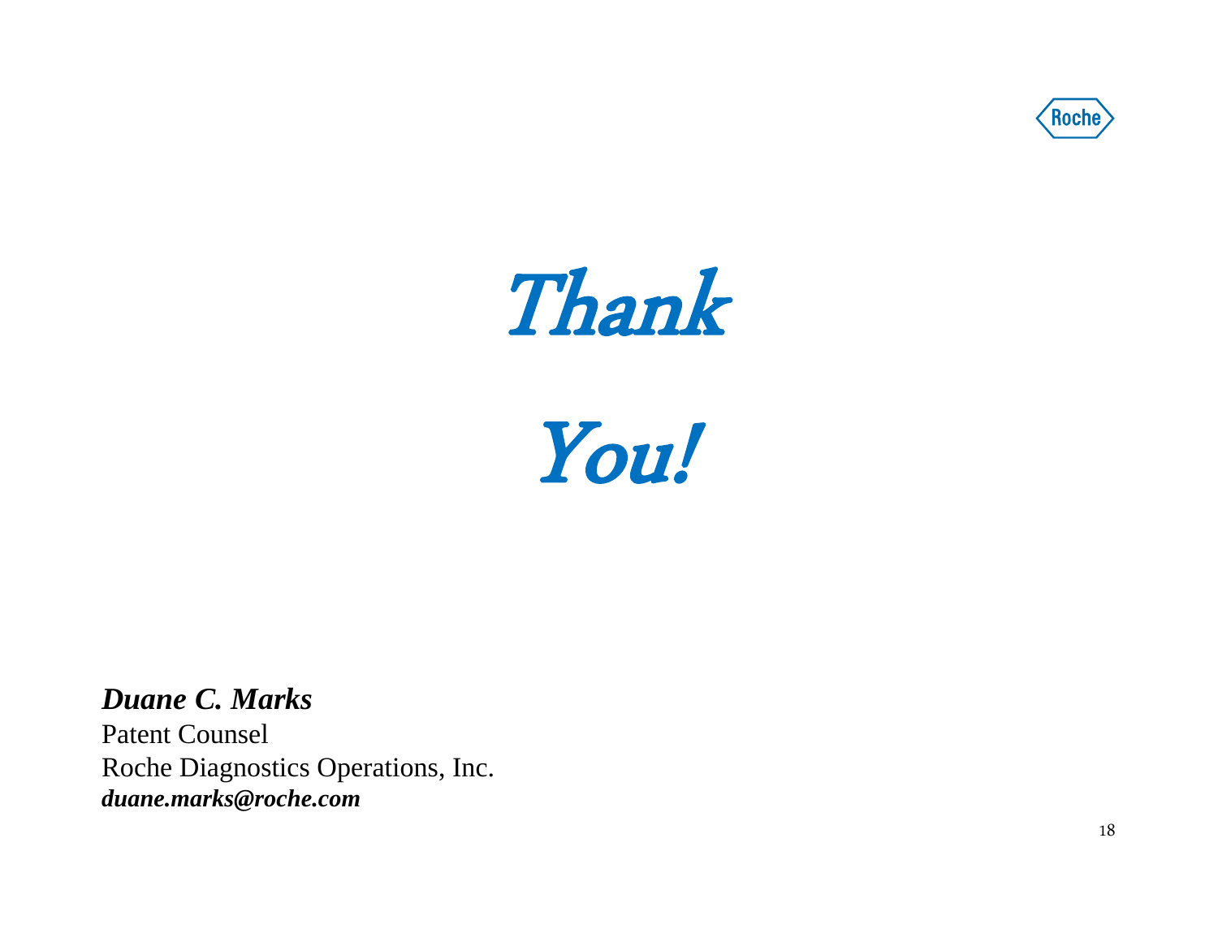# *Thank You!*

***Duane C. Marks***
Patent Counsel
Roche Diagnostics Operations, Inc.
***duane.marks@roche.com***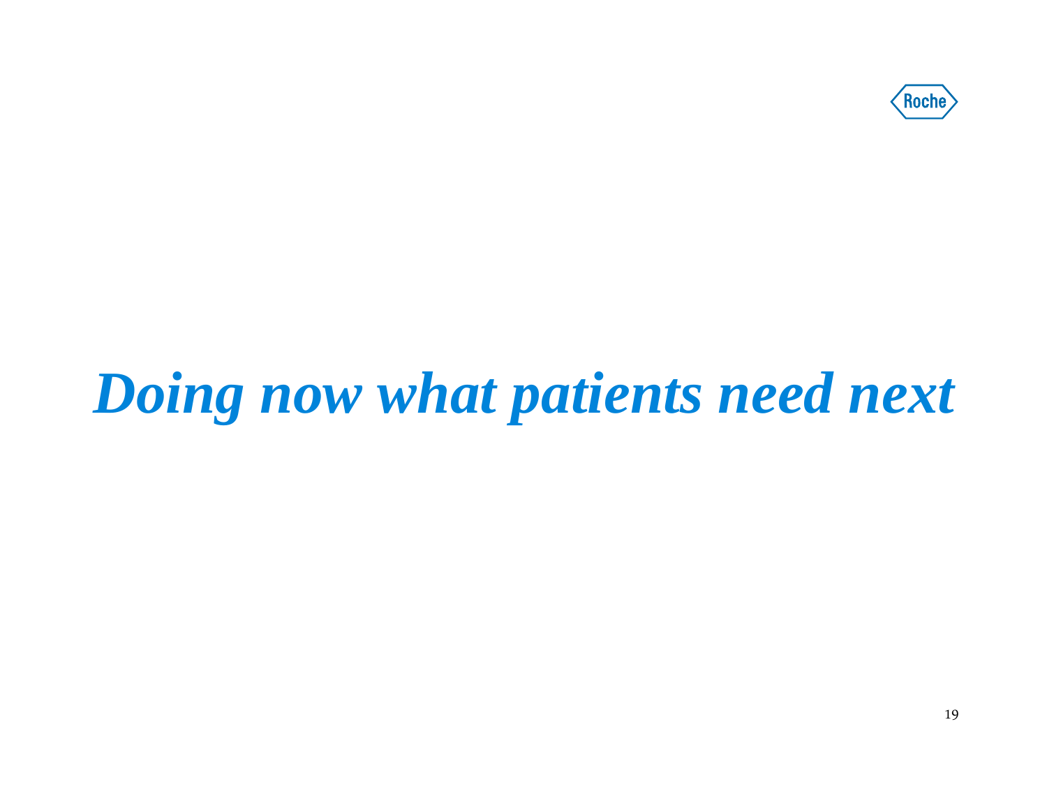Roche

***Doing now what patients need next***